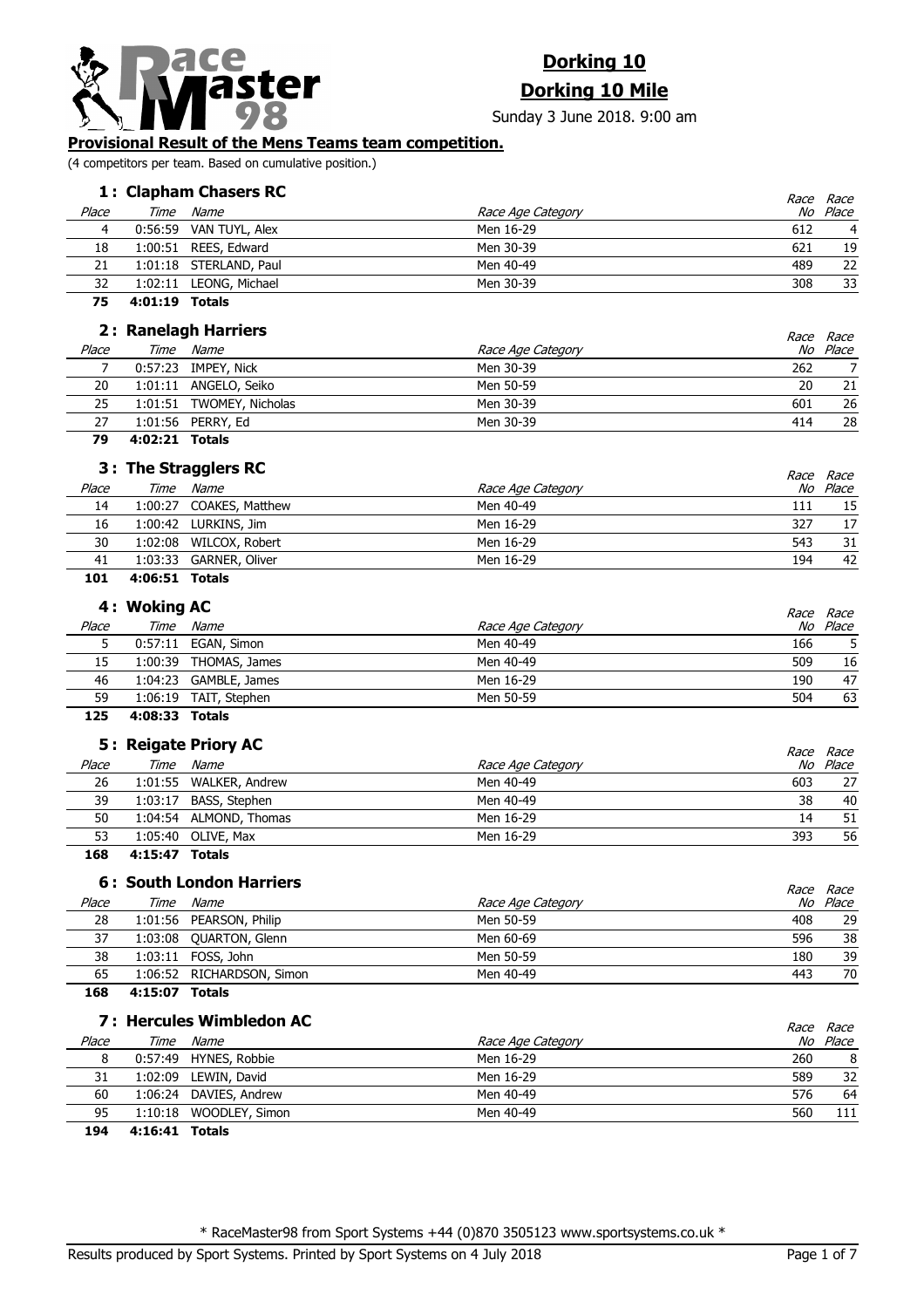# Dorking 10

## Dorking 10 Mile

Sunday 3 June 2018. 9:00 am

**Provisional Result of the Mens Teams team competition.**

(4 competitors per team. Based on cumulative position.)

### 1 : Clapham Chasers RC

| Place | Time | Name | Race Age Category | Race No | Race Place |
|---|---|---|---|---|---|
| 4 | 0:56:59 | VAN TUYL, Alex | Men 16-29 | 612 | 4 |
| 18 | 1:00:51 | REES, Edward | Men 30-39 | 621 | 19 |
| 21 | 1:01:18 | STERLAND, Paul | Men 40-49 | 489 | 22 |
| 32 | 1:02:11 | LEONG, Michael | Men 30-39 | 308 | 33 |
| **75** | **4:01:19** | **Totals** | | | |

### 2 : Ranelagh Harriers

| Place | Time | Name | Race Age Category | Race No | Race Place |
|---|---|---|---|---|---|
| 7 | 0:57:23 | IMPEY, Nick | Men 30-39 | 262 | 7 |
| 20 | 1:01:11 | ANGELO, Seiko | Men 50-59 | 20 | 21 |
| 25 | 1:01:51 | TWOMEY, Nicholas | Men 30-39 | 601 | 26 |
| 27 | 1:01:56 | PERRY, Ed | Men 30-39 | 414 | 28 |
| **79** | **4:02:21** | **Totals** | | | |

### 3 : The Stragglers RC

| Place | Time | Name | Race Age Category | Race No | Race Place |
|---|---|---|---|---|---|
| 14 | 1:00:27 | COAKES, Matthew | Men 40-49 | 111 | 15 |
| 16 | 1:00:42 | LURKINS, Jim | Men 16-29 | 327 | 17 |
| 30 | 1:02:08 | WILCOX, Robert | Men 16-29 | 543 | 31 |
| 41 | 1:03:33 | GARNER, Oliver | Men 16-29 | 194 | 42 |
| **101** | **4:06:51** | **Totals** | | | |

### 4 : Woking AC

| Place | Time | Name | Race Age Category | Race No | Race Place |
|---|---|---|---|---|---|
| 5 | 0:57:11 | EGAN, Simon | Men 40-49 | 166 | 5 |
| 15 | 1:00:39 | THOMAS, James | Men 40-49 | 509 | 16 |
| 46 | 1:04:23 | GAMBLE, James | Men 16-29 | 190 | 47 |
| 59 | 1:06:19 | TAIT, Stephen | Men 50-59 | 504 | 63 |
| **125** | **4:08:33** | **Totals** | | | |

### 5 : Reigate Priory AC

| Place | Time | Name | Race Age Category | Race No | Race Place |
|---|---|---|---|---|---|
| 26 | 1:01:55 | WALKER, Andrew | Men 40-49 | 603 | 27 |
| 39 | 1:03:17 | BASS, Stephen | Men 40-49 | 38 | 40 |
| 50 | 1:04:54 | ALMOND, Thomas | Men 16-29 | 14 | 51 |
| 53 | 1:05:40 | OLIVE, Max | Men 16-29 | 393 | 56 |
| **168** | **4:15:47** | **Totals** | | | |

### 6 : South London Harriers

| Place | Time | Name | Race Age Category | Race No | Race Place |
|---|---|---|---|---|---|
| 28 | 1:01:56 | PEARSON, Philip | Men 50-59 | 408 | 29 |
| 37 | 1:03:08 | QUARTON, Glenn | Men 60-69 | 596 | 38 |
| 38 | 1:03:11 | FOSS, John | Men 50-59 | 180 | 39 |
| 65 | 1:06:52 | RICHARDSON, Simon | Men 40-49 | 443 | 70 |
| **168** | **4:15:07** | **Totals** | | | |

### 7 : Hercules Wimbledon AC

| Place | Time | Name | Race Age Category | Race No | Race Place |
|---|---|---|---|---|---|
| 8 | 0:57:49 | HYNES, Robbie | Men 16-29 | 260 | 8 |
| 31 | 1:02:09 | LEWIN, David | Men 16-29 | 589 | 32 |
| 60 | 1:06:24 | DAVIES, Andrew | Men 40-49 | 576 | 64 |
| 95 | 1:10:18 | WOODLEY, Simon | Men 40-49 | 560 | 111 |
| **194** | **4:16:41** | **Totals** | | | |

\* RaceMaster98 from Sport Systems +44 (0)870 3505123 www.sportsystems.co.uk \*

Results produced by Sport Systems. Printed by Sport Systems on 4 July 2018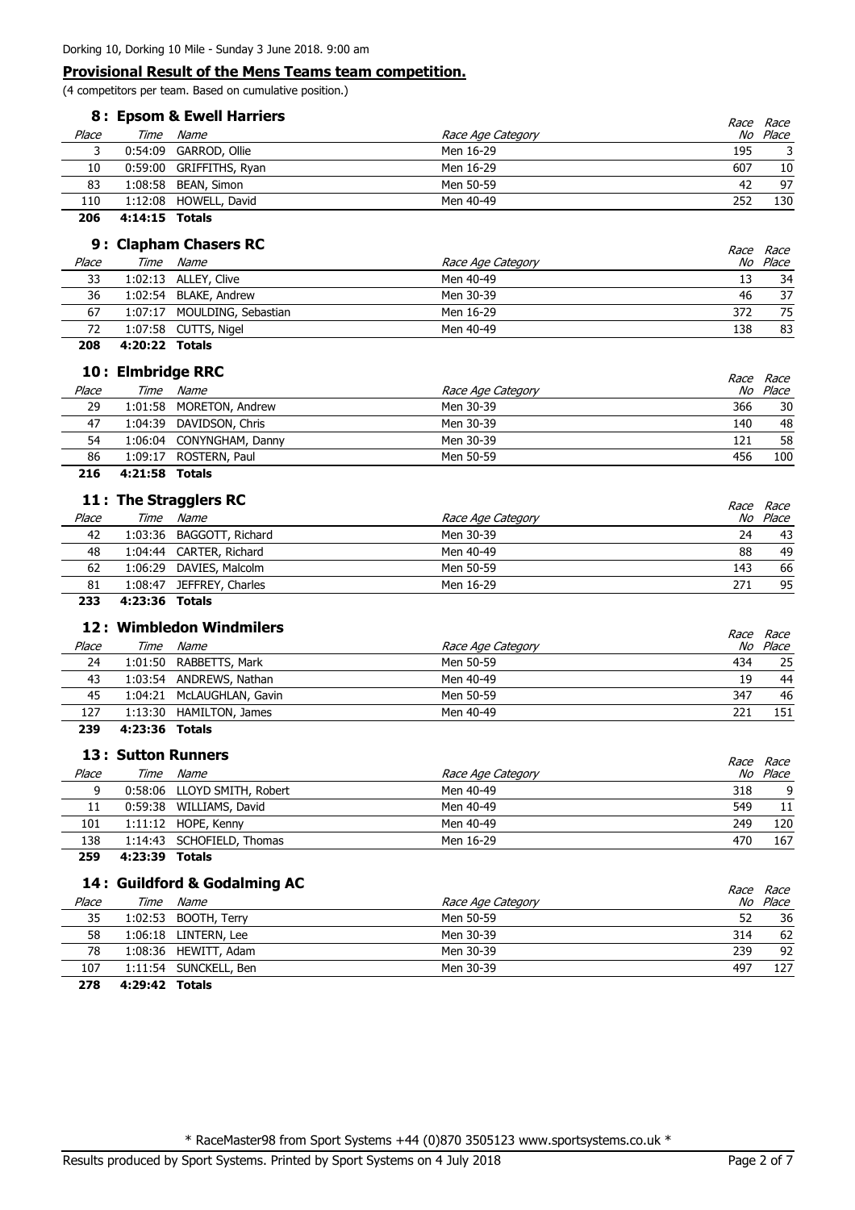Dorking 10, Dorking 10 Mile - Sunday 3 June 2018. 9:00 am

## Provisional Result of the Mens Teams team competition.

(4 competitors per team. Based on cumulative position.)

### 8 : Epsom & Ewell Harriers

| Place | Time | Name | Race Age Category | Race No | Race Place |
|---|---|---|---|---|---|
| 3 | 0:54:09 | GARROD, Ollie | Men 16-29 | 195 | 3 |
| 10 | 0:59:00 | GRIFFITHS, Ryan | Men 16-29 | 607 | 10 |
| 83 | 1:08:58 | BEAN, Simon | Men 50-59 | 42 | 97 |
| 110 | 1:12:08 | HOWELL, David | Men 40-49 | 252 | 130 |
| **206** | **4:14:15** | **Totals** | | | |

### 9 : Clapham Chasers RC

| Place | Time | Name | Race Age Category | Race No | Race Place |
|---|---|---|---|---|---|
| 33 | 1:02:13 | ALLEY, Clive | Men 40-49 | 13 | 34 |
| 36 | 1:02:54 | BLAKE, Andrew | Men 30-39 | 46 | 37 |
| 67 | 1:07:17 | MOULDING, Sebastian | Men 16-29 | 372 | 75 |
| 72 | 1:07:58 | CUTTS, Nigel | Men 40-49 | 138 | 83 |
| **208** | **4:20:22** | **Totals** | | | |

### 10 : Elmbridge RRC

| Place | Time | Name | Race Age Category | Race No | Race Place |
|---|---|---|---|---|---|
| 29 | 1:01:58 | MORETON, Andrew | Men 30-39 | 366 | 30 |
| 47 | 1:04:39 | DAVIDSON, Chris | Men 30-39 | 140 | 48 |
| 54 | 1:06:04 | CONYNGHAM, Danny | Men 30-39 | 121 | 58 |
| 86 | 1:09:17 | ROSTERN, Paul | Men 50-59 | 456 | 100 |
| **216** | **4:21:58** | **Totals** | | | |

### 11 : The Stragglers RC

| Place | Time | Name | Race Age Category | Race No | Race Place |
|---|---|---|---|---|---|
| 42 | 1:03:36 | BAGGOTT, Richard | Men 30-39 | 24 | 43 |
| 48 | 1:04:44 | CARTER, Richard | Men 40-49 | 88 | 49 |
| 62 | 1:06:29 | DAVIES, Malcolm | Men 50-59 | 143 | 66 |
| 81 | 1:08:47 | JEFFREY, Charles | Men 16-29 | 271 | 95 |
| **233** | **4:23:36** | **Totals** | | | |

### 12 : Wimbledon Windmilers

| Place | Time | Name | Race Age Category | Race No | Race Place |
|---|---|---|---|---|---|
| 24 | 1:01:50 | RABBETTS, Mark | Men 50-59 | 434 | 25 |
| 43 | 1:03:54 | ANDREWS, Nathan | Men 40-49 | 19 | 44 |
| 45 | 1:04:21 | McLAUGHLAN, Gavin | Men 50-59 | 347 | 46 |
| 127 | 1:13:30 | HAMILTON, James | Men 40-49 | 221 | 151 |
| **239** | **4:23:36** | **Totals** | | | |

### 13 : Sutton Runners

| Place | Time | Name | Race Age Category | Race No | Race Place |
|---|---|---|---|---|---|
| 9 | 0:58:06 | LLOYD SMITH, Robert | Men 40-49 | 318 | 9 |
| 11 | 0:59:38 | WILLIAMS, David | Men 40-49 | 549 | 11 |
| 101 | 1:11:12 | HOPE, Kenny | Men 40-49 | 249 | 120 |
| 138 | 1:14:43 | SCHOFIELD, Thomas | Men 16-29 | 470 | 167 |
| **259** | **4:23:39** | **Totals** | | | |

### 14 : Guildford & Godalming AC

| Place | Time | Name | Race Age Category | Race No | Race Place |
|---|---|---|---|---|---|
| 35 | 1:02:53 | BOOTH, Terry | Men 50-59 | 52 | 36 |
| 58 | 1:06:18 | LINTERN, Lee | Men 30-39 | 314 | 62 |
| 78 | 1:08:36 | HEWITT, Adam | Men 30-39 | 239 | 92 |
| 107 | 1:11:54 | SUNCKELL, Ben | Men 30-39 | 497 | 127 |
| **278** | **4:29:42** | **Totals** | | | |

\* RaceMaster98 from Sport Systems +44 (0)870 3505123 www.sportsystems.co.uk *

Results produced by Sport Systems. Printed by Sport Systems on 4 July 2018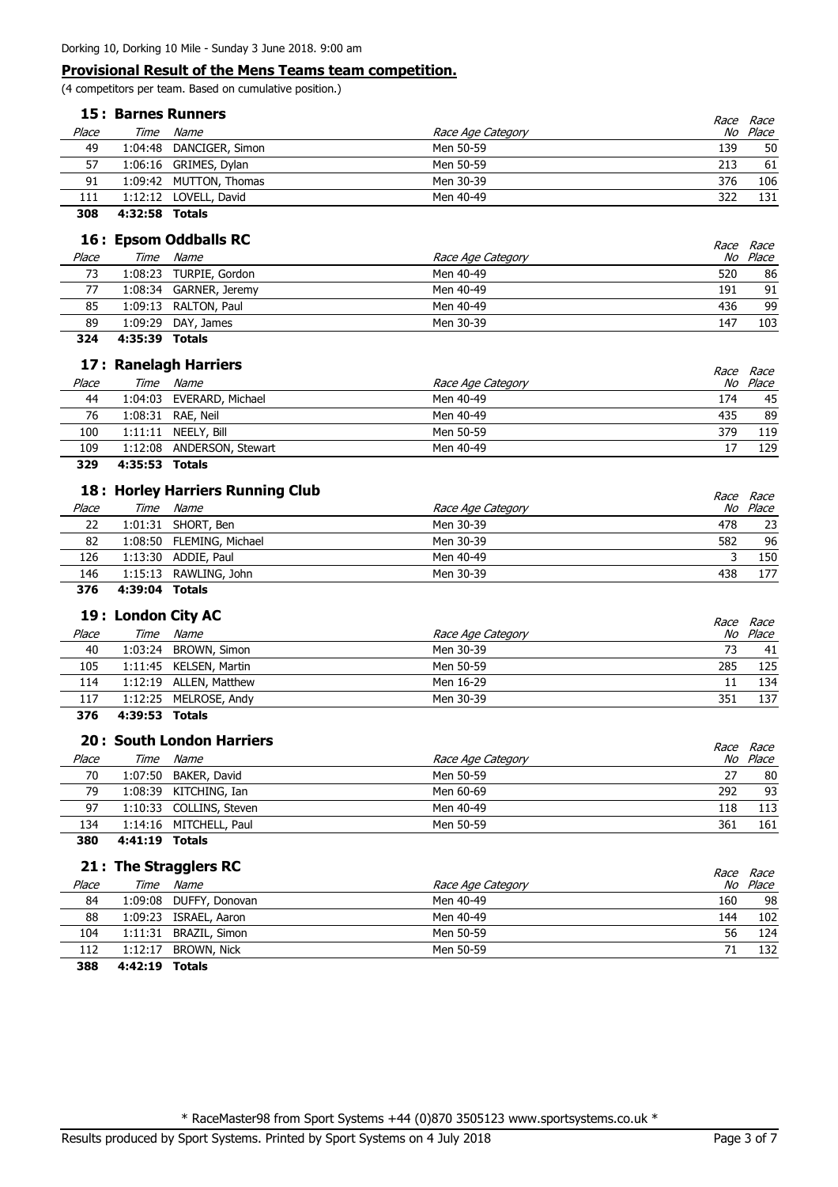Dorking 10, Dorking 10 Mile - Sunday 3 June 2018. 9:00 am

## Provisional Result of the Mens Teams team competition.

(4 competitors per team. Based on cumulative position.)

### 15 : Barnes Runners

| Place | Time | Name | Race Age Category | Race No | Race Place |
|---|---|---|---|---|---|
| 49 | 1:04:48 | DANCIGER, Simon | Men 50-59 | 139 | 50 |
| 57 | 1:06:16 | GRIMES, Dylan | Men 50-59 | 213 | 61 |
| 91 | 1:09:42 | MUTTON, Thomas | Men 30-39 | 376 | 106 |
| 111 | 1:12:12 | LOVELL, David | Men 40-49 | 322 | 131 |
| **308** | **4:32:58** | **Totals** | | | |

### 16 : Epsom Oddballs RC

| Place | Time | Name | Race Age Category | Race No | Race Place |
|---|---|---|---|---|---|
| 73 | 1:08:23 | TURPIE, Gordon | Men 40-49 | 520 | 86 |
| 77 | 1:08:34 | GARNER, Jeremy | Men 40-49 | 191 | 91 |
| 85 | 1:09:13 | RALTON, Paul | Men 40-49 | 436 | 99 |
| 89 | 1:09:29 | DAY, James | Men 30-39 | 147 | 103 |
| **324** | **4:35:39** | **Totals** | | | |

### 17 : Ranelagh Harriers

| Place | Time | Name | Race Age Category | Race No | Race Place |
|---|---|---|---|---|---|
| 44 | 1:04:03 | EVERARD, Michael | Men 40-49 | 174 | 45 |
| 76 | 1:08:31 | RAE, Neil | Men 40-49 | 435 | 89 |
| 100 | 1:11:11 | NEELY, Bill | Men 50-59 | 379 | 119 |
| 109 | 1:12:08 | ANDERSON, Stewart | Men 40-49 | 17 | 129 |
| **329** | **4:35:53** | **Totals** | | | |

### 18 : Horley Harriers Running Club

| Place | Time | Name | Race Age Category | Race No | Race Place |
|---|---|---|---|---|---|
| 22 | 1:01:31 | SHORT, Ben | Men 30-39 | 478 | 23 |
| 82 | 1:08:50 | FLEMING, Michael | Men 30-39 | 582 | 96 |
| 126 | 1:13:30 | ADDIE, Paul | Men 40-49 | 3 | 150 |
| 146 | 1:15:13 | RAWLING, John | Men 30-39 | 438 | 177 |
| **376** | **4:39:04** | **Totals** | | | |

### 19 : London City AC

| Place | Time | Name | Race Age Category | Race No | Race Place |
|---|---|---|---|---|---|
| 40 | 1:03:24 | BROWN, Simon | Men 30-39 | 73 | 41 |
| 105 | 1:11:45 | KELSEN, Martin | Men 50-59 | 285 | 125 |
| 114 | 1:12:19 | ALLEN, Matthew | Men 16-29 | 11 | 134 |
| 117 | 1:12:25 | MELROSE, Andy | Men 30-39 | 351 | 137 |
| **376** | **4:39:53** | **Totals** | | | |

### 20 : South London Harriers

| Place | Time | Name | Race Age Category | Race No | Race Place |
|---|---|---|---|---|---|
| 70 | 1:07:50 | BAKER, David | Men 50-59 | 27 | 80 |
| 79 | 1:08:39 | KITCHING, Ian | Men 60-69 | 292 | 93 |
| 97 | 1:10:33 | COLLINS, Steven | Men 40-49 | 118 | 113 |
| 134 | 1:14:16 | MITCHELL, Paul | Men 50-59 | 361 | 161 |
| **380** | **4:41:19** | **Totals** | | | |

### 21 : The Stragglers RC

| Place | Time | Name | Race Age Category | Race No | Race Place |
|---|---|---|---|---|---|
| 84 | 1:09:08 | DUFFY, Donovan | Men 40-49 | 160 | 98 |
| 88 | 1:09:23 | ISRAEL, Aaron | Men 40-49 | 144 | 102 |
| 104 | 1:11:31 | BRAZIL, Simon | Men 50-59 | 56 | 124 |
| 112 | 1:12:17 | BROWN, Nick | Men 50-59 | 71 | 132 |
| **388** | **4:42:19** | **Totals** | | | |

* RaceMaster98 from Sport Systems +44 (0)870 3505123 www.sportsystems.co.uk *

Results produced by Sport Systems. Printed by Sport Systems on 4 July 2018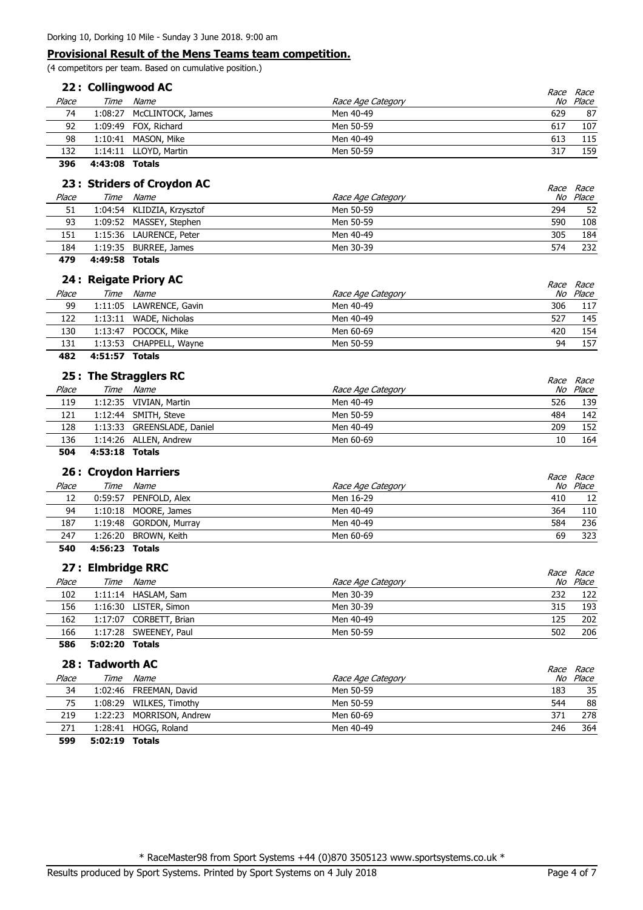Dorking 10, Dorking 10 Mile - Sunday 3 June 2018. 9:00 am

## **Provisional Result of the Mens Teams team competition.**

(4 competitors per team. Based on cumulative position.)

### 22 : Collingwood AC

| Place | Time | Name | Race Age Category | Race No | Race Place |
|---|---|---|---|---|---|
| 74 | 1:08:27 | McCLINTOCK, James | Men 40-49 | 629 | 87 |
| 92 | 1:09:49 | FOX, Richard | Men 50-59 | 617 | 107 |
| 98 | 1:10:41 | MASON, Mike | Men 40-49 | 613 | 115 |
| 132 | 1:14:11 | LLOYD, Martin | Men 50-59 | 317 | 159 |
| **396** | **4:43:08** | **Totals** | | | |

### 23 : Striders of Croydon AC

| Place | Time | Name | Race Age Category | Race No | Race Place |
|---|---|---|---|---|---|
| 51 | 1:04:54 | KLIDZIA, Krzysztof | Men 50-59 | 294 | 52 |
| 93 | 1:09:52 | MASSEY, Stephen | Men 50-59 | 590 | 108 |
| 151 | 1:15:36 | LAURENCE, Peter | Men 40-49 | 305 | 184 |
| 184 | 1:19:35 | BURREE, James | Men 30-39 | 574 | 232 |
| **479** | **4:49:58** | **Totals** | | | |

### 24 : Reigate Priory AC

| Place | Time | Name | Race Age Category | Race No | Race Place |
|---|---|---|---|---|---|
| 99 | 1:11:05 | LAWRENCE, Gavin | Men 40-49 | 306 | 117 |
| 122 | 1:13:11 | WADE, Nicholas | Men 40-49 | 527 | 145 |
| 130 | 1:13:47 | POCOCK, Mike | Men 60-69 | 420 | 154 |
| 131 | 1:13:53 | CHAPPELL, Wayne | Men 50-59 | 94 | 157 |
| **482** | **4:51:57** | **Totals** | | | |

### 25 : The Stragglers RC

| Place | Time | Name | Race Age Category | Race No | Race Place |
|---|---|---|---|---|---|
| 119 | 1:12:35 | VIVIAN, Martin | Men 40-49 | 526 | 139 |
| 121 | 1:12:44 | SMITH, Steve | Men 50-59 | 484 | 142 |
| 128 | 1:13:33 | GREENSLADE, Daniel | Men 40-49 | 209 | 152 |
| 136 | 1:14:26 | ALLEN, Andrew | Men 60-69 | 10 | 164 |
| **504** | **4:53:18** | **Totals** | | | |

### 26 : Croydon Harriers

| Place | Time | Name | Race Age Category | Race No | Race Place |
|---|---|---|---|---|---|
| 12 | 0:59:57 | PENFOLD, Alex | Men 16-29 | 410 | 12 |
| 94 | 1:10:18 | MOORE, James | Men 40-49 | 364 | 110 |
| 187 | 1:19:48 | GORDON, Murray | Men 40-49 | 584 | 236 |
| 247 | 1:26:20 | BROWN, Keith | Men 60-69 | 69 | 323 |
| **540** | **4:56:23** | **Totals** | | | |

### 27 : Elmbridge RRC

| Place | Time | Name | Race Age Category | Race No | Race Place |
|---|---|---|---|---|---|
| 102 | 1:11:14 | HASLAM, Sam | Men 30-39 | 232 | 122 |
| 156 | 1:16:30 | LISTER, Simon | Men 30-39 | 315 | 193 |
| 162 | 1:17:07 | CORBETT, Brian | Men 40-49 | 125 | 202 |
| 166 | 1:17:28 | SWEENEY, Paul | Men 50-59 | 502 | 206 |
| **586** | **5:02:20** | **Totals** | | | |

### 28 : Tadworth AC

| Place | Time | Name | Race Age Category | Race No | Race Place |
|---|---|---|---|---|---|
| 34 | 1:02:46 | FREEMAN, David | Men 50-59 | 183 | 35 |
| 75 | 1:08:29 | WILKES, Timothy | Men 50-59 | 544 | 88 |
| 219 | 1:22:23 | MORRISON, Andrew | Men 60-69 | 371 | 278 |
| 271 | 1:28:41 | HOGG, Roland | Men 40-49 | 246 | 364 |
| **599** | **5:02:19** | **Totals** | | | |

* RaceMaster98 from Sport Systems +44 (0)870 3505123 www.sportsystems.co.uk *

Results produced by Sport Systems. Printed by Sport Systems on 4 July 2018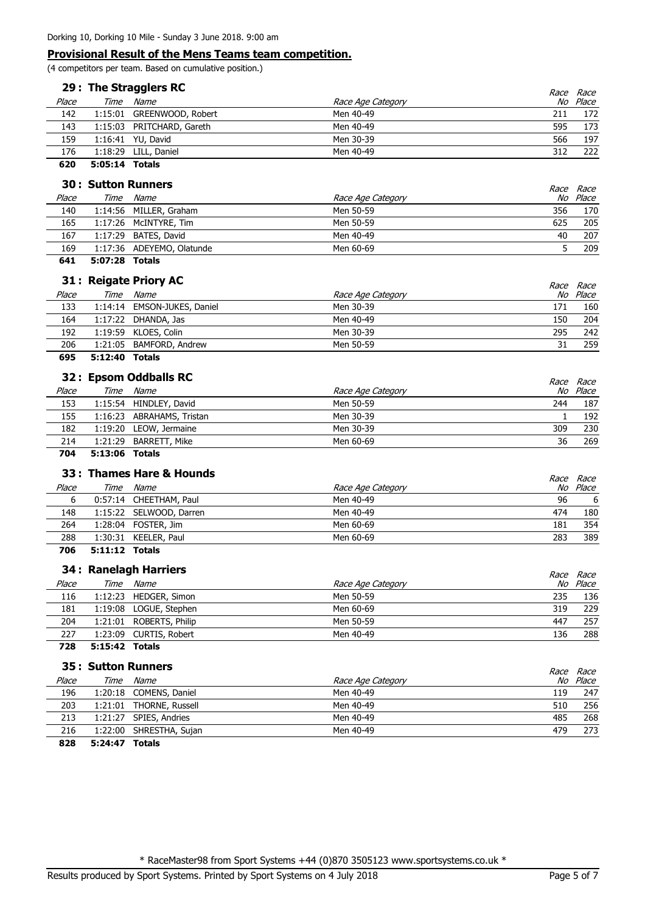Dorking 10, Dorking 10 Mile - Sunday 3 June 2018. 9:00 am

## Provisional Result of the Mens Teams team competition.

(4 competitors per team. Based on cumulative position.)

### 29 : The Stragglers RC

| Place | Time | Name | Race Age Category | Race No | Race Place |
|---|---|---|---|---|---|
| 142 | 1:15:01 | GREENWOOD, Robert | Men 40-49 | 211 | 172 |
| 143 | 1:15:03 | PRITCHARD, Gareth | Men 40-49 | 595 | 173 |
| 159 | 1:16:41 | YU, David | Men 30-39 | 566 | 197 |
| 176 | 1:18:29 | LILL, Daniel | Men 40-49 | 312 | 222 |
| **620** | **5:05:14** | **Totals** | | | |

### 30 : Sutton Runners

| Place | Time | Name | Race Age Category | Race No | Race Place |
|---|---|---|---|---|---|
| 140 | 1:14:56 | MILLER, Graham | Men 50-59 | 356 | 170 |
| 165 | 1:17:26 | McINTYRE, Tim | Men 50-59 | 625 | 205 |
| 167 | 1:17:29 | BATES, David | Men 40-49 | 40 | 207 |
| 169 | 1:17:36 | ADEYEMO, Olatunde | Men 60-69 | 5 | 209 |
| **641** | **5:07:28** | **Totals** | | | |

### 31 : Reigate Priory AC

| Place | Time | Name | Race Age Category | Race No | Race Place |
|---|---|---|---|---|---|
| 133 | 1:14:14 | EMSON-JUKES, Daniel | Men 30-39 | 171 | 160 |
| 164 | 1:17:22 | DHANDA, Jas | Men 40-49 | 150 | 204 |
| 192 | 1:19:59 | KLOES, Colin | Men 30-39 | 295 | 242 |
| 206 | 1:21:05 | BAMFORD, Andrew | Men 50-59 | 31 | 259 |
| **695** | **5:12:40** | **Totals** | | | |

### 32 : Epsom Oddballs RC

| Place | Time | Name | Race Age Category | Race No | Race Place |
|---|---|---|---|---|---|
| 153 | 1:15:54 | HINDLEY, David | Men 50-59 | 244 | 187 |
| 155 | 1:16:23 | ABRAHAMS, Tristan | Men 30-39 | 1 | 192 |
| 182 | 1:19:20 | LEOW, Jermaine | Men 30-39 | 309 | 230 |
| 214 | 1:21:29 | BARRETT, Mike | Men 60-69 | 36 | 269 |
| **704** | **5:13:06** | **Totals** | | | |

### 33 : Thames Hare & Hounds

| Place | Time | Name | Race Age Category | Race No | Race Place |
|---|---|---|---|---|---|
| 6 | 0:57:14 | CHEETHAM, Paul | Men 40-49 | 96 | 6 |
| 148 | 1:15:22 | SELWOOD, Darren | Men 40-49 | 474 | 180 |
| 264 | 1:28:04 | FOSTER, Jim | Men 60-69 | 181 | 354 |
| 288 | 1:30:31 | KEELER, Paul | Men 60-69 | 283 | 389 |
| **706** | **5:11:12** | **Totals** | | | |

### 34 : Ranelagh Harriers

| Place | Time | Name | Race Age Category | Race No | Race Place |
|---|---|---|---|---|---|
| 116 | 1:12:23 | HEDGER, Simon | Men 50-59 | 235 | 136 |
| 181 | 1:19:08 | LOGUE, Stephen | Men 60-69 | 319 | 229 |
| 204 | 1:21:01 | ROBERTS, Philip | Men 50-59 | 447 | 257 |
| 227 | 1:23:09 | CURTIS, Robert | Men 40-49 | 136 | 288 |
| **728** | **5:15:42** | **Totals** | | | |

### 35 : Sutton Runners

| Place | Time | Name | Race Age Category | Race No | Race Place |
|---|---|---|---|---|---|
| 196 | 1:20:18 | COMENS, Daniel | Men 40-49 | 119 | 247 |
| 203 | 1:21:01 | THORNE, Russell | Men 40-49 | 510 | 256 |
| 213 | 1:21:27 | SPIES, Andries | Men 40-49 | 485 | 268 |
| 216 | 1:22:00 | SHRESTHA, Sujan | Men 40-49 | 479 | 273 |
| **828** | **5:24:47** | **Totals** | | | |

* RaceMaster98 from Sport Systems +44 (0)870 3505123 www.sportsystems.co.uk *

Results produced by Sport Systems. Printed by Sport Systems on 4 July 2018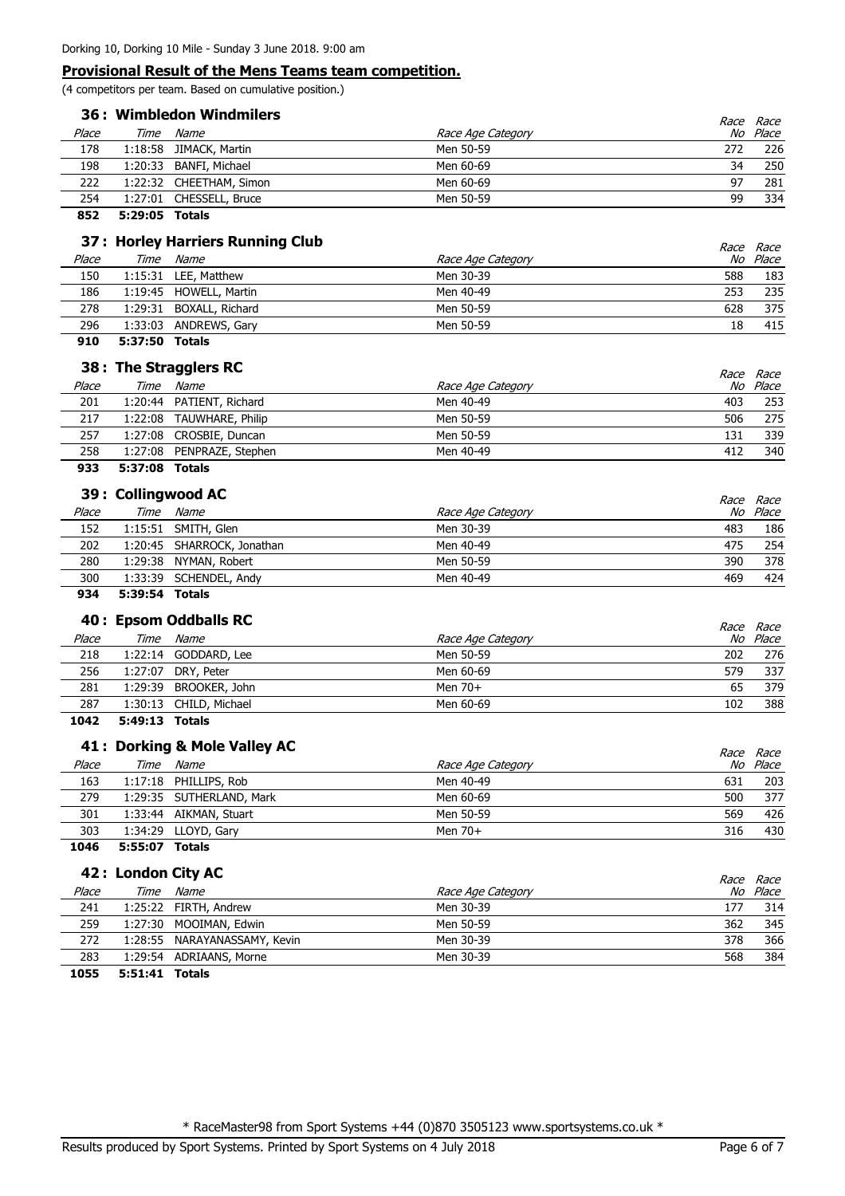Dorking 10, Dorking 10 Mile - Sunday 3 June 2018. 9:00 am

## Provisional Result of the Mens Teams team competition.

(4 competitors per team. Based on cumulative position.)

### 36 : Wimbledon Windmilers

| Place | Time | Name | Race Age Category | Race No | Race Place |
|---|---|---|---|---|---|
| 178 | 1:18:58 | JIMACK, Martin | Men 50-59 | 272 | 226 |
| 198 | 1:20:33 | BANFI, Michael | Men 60-69 | 34 | 250 |
| 222 | 1:22:32 | CHEETHAM, Simon | Men 60-69 | 97 | 281 |
| 254 | 1:27:01 | CHESSELL, Bruce | Men 50-59 | 99 | 334 |
| **852** | **5:29:05** | **Totals** | | | |

### 37 : Horley Harriers Running Club

| Place | Time | Name | Race Age Category | Race No | Race Place |
|---|---|---|---|---|---|
| 150 | 1:15:31 | LEE, Matthew | Men 30-39 | 588 | 183 |
| 186 | 1:19:45 | HOWELL, Martin | Men 40-49 | 253 | 235 |
| 278 | 1:29:31 | BOXALL, Richard | Men 50-59 | 628 | 375 |
| 296 | 1:33:03 | ANDREWS, Gary | Men 50-59 | 18 | 415 |
| **910** | **5:37:50** | **Totals** | | | |

### 38 : The Stragglers RC

| Place | Time | Name | Race Age Category | Race No | Race Place |
|---|---|---|---|---|---|
| 201 | 1:20:44 | PATIENT, Richard | Men 40-49 | 403 | 253 |
| 217 | 1:22:08 | TAUWHARE, Philip | Men 50-59 | 506 | 275 |
| 257 | 1:27:08 | CROSBIE, Duncan | Men 50-59 | 131 | 339 |
| 258 | 1:27:08 | PENPRAZE, Stephen | Men 40-49 | 412 | 340 |
| **933** | **5:37:08** | **Totals** | | | |

### 39 : Collingwood AC

| Place | Time | Name | Race Age Category | Race No | Race Place |
|---|---|---|---|---|---|
| 152 | 1:15:51 | SMITH, Glen | Men 30-39 | 483 | 186 |
| 202 | 1:20:45 | SHARROCK, Jonathan | Men 40-49 | 475 | 254 |
| 280 | 1:29:38 | NYMAN, Robert | Men 50-59 | 390 | 378 |
| 300 | 1:33:39 | SCHENDEL, Andy | Men 40-49 | 469 | 424 |
| **934** | **5:39:54** | **Totals** | | | |

### 40 : Epsom Oddballs RC

| Place | Time | Name | Race Age Category | Race No | Race Place |
|---|---|---|---|---|---|
| 218 | 1:22:14 | GODDARD, Lee | Men 50-59 | 202 | 276 |
| 256 | 1:27:07 | DRY, Peter | Men 60-69 | 579 | 337 |
| 281 | 1:29:39 | BROOKER, John | Men 70+ | 65 | 379 |
| 287 | 1:30:13 | CHILD, Michael | Men 60-69 | 102 | 388 |
| **1042** | **5:49:13** | **Totals** | | | |

### 41 : Dorking & Mole Valley AC

| Place | Time | Name | Race Age Category | Race No | Race Place |
|---|---|---|---|---|---|
| 163 | 1:17:18 | PHILLIPS, Rob | Men 40-49 | 631 | 203 |
| 279 | 1:29:35 | SUTHERLAND, Mark | Men 60-69 | 500 | 377 |
| 301 | 1:33:44 | AIKMAN, Stuart | Men 50-59 | 569 | 426 |
| 303 | 1:34:29 | LLOYD, Gary | Men 70+ | 316 | 430 |
| **1046** | **5:55:07** | **Totals** | | | |

### 42 : London City AC

| Place | Time | Name | Race Age Category | Race No | Race Place |
|---|---|---|---|---|---|
| 241 | 1:25:22 | FIRTH, Andrew | Men 30-39 | 177 | 314 |
| 259 | 1:27:30 | MOOIMAN, Edwin | Men 50-59 | 362 | 345 |
| 272 | 1:28:55 | NARAYANASSAMY, Kevin | Men 30-39 | 378 | 366 |
| 283 | 1:29:54 | ADRIAANS, Morne | Men 30-39 | 568 | 384 |
| **1055** | **5:51:41** | **Totals** | | | |

\* RaceMaster98 from Sport Systems +44 (0)870 3505123 www.sportsystems.co.uk \*

Results produced by Sport Systems. Printed by Sport Systems on 4 July 2018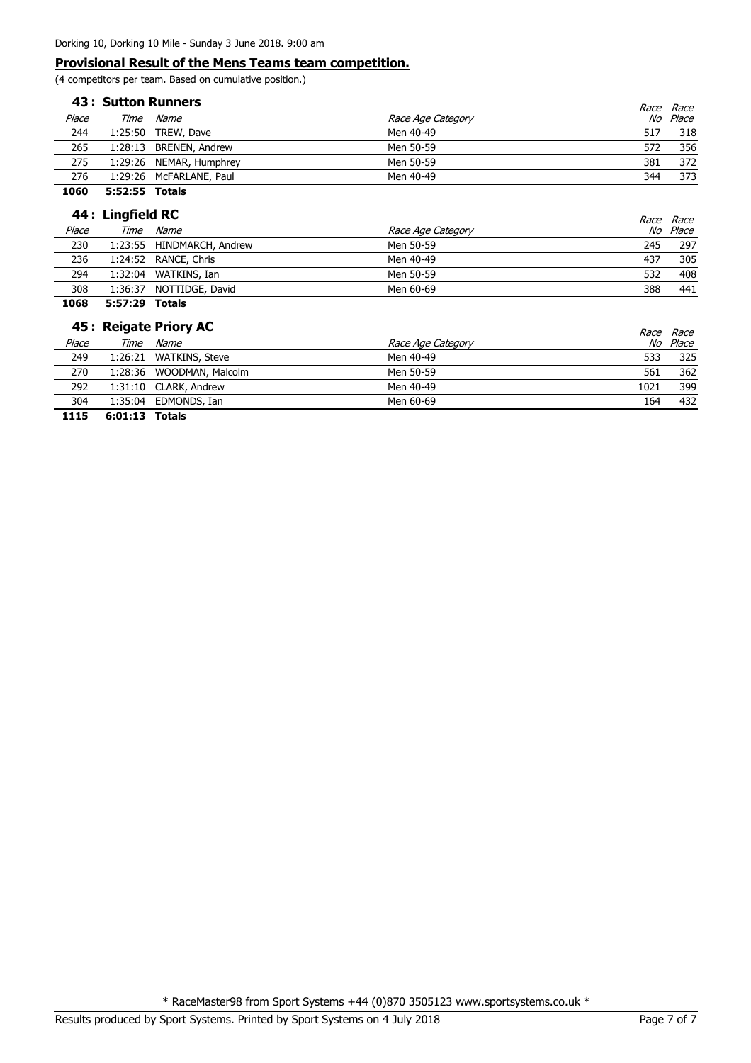Dorking 10, Dorking 10 Mile - Sunday 3 June 2018. 9:00 am

## Provisional Result of the Mens Teams team competition.

(4 competitors per team. Based on cumulative position.)

### 43 : Sutton Runners

| Place | Time | Name | Race Age Category | Race No | Race Place |
|---|---|---|---|---|---|
| 244 | 1:25:50 | TREW, Dave | Men 40-49 | 517 | 318 |
| 265 | 1:28:13 | BRENEN, Andrew | Men 50-59 | 572 | 356 |
| 275 | 1:29:26 | NEMAR, Humphrey | Men 50-59 | 381 | 372 |
| 276 | 1:29:26 | McFARLANE, Paul | Men 40-49 | 344 | 373 |
| **1060** | **5:52:55** | **Totals** | | | |

### 44 : Lingfield RC

| Place | Time | Name | Race Age Category | Race No | Race Place |
|---|---|---|---|---|---|
| 230 | 1:23:55 | HINDMARCH, Andrew | Men 50-59 | 245 | 297 |
| 236 | 1:24:52 | RANCE, Chris | Men 40-49 | 437 | 305 |
| 294 | 1:32:04 | WATKINS, Ian | Men 50-59 | 532 | 408 |
| 308 | 1:36:37 | NOTTIDGE, David | Men 60-69 | 388 | 441 |
| **1068** | **5:57:29** | **Totals** | | | |

### 45 : Reigate Priory AC

| Place | Time | Name | Race Age Category | Race No | Race Place |
|---|---|---|---|---|---|
| 249 | 1:26:21 | WATKINS, Steve | Men 40-49 | 533 | 325 |
| 270 | 1:28:36 | WOODMAN, Malcolm | Men 50-59 | 561 | 362 |
| 292 | 1:31:10 | CLARK, Andrew | Men 40-49 | 1021 | 399 |
| 304 | 1:35:04 | EDMONDS, Ian | Men 60-69 | 164 | 432 |
| **1115** | **6:01:13** | **Totals** | | | |

* RaceMaster98 from Sport Systems +44 (0)870 3505123 www.sportsystems.co.uk *

Results produced by Sport Systems. Printed by Sport Systems on 4 July 2018